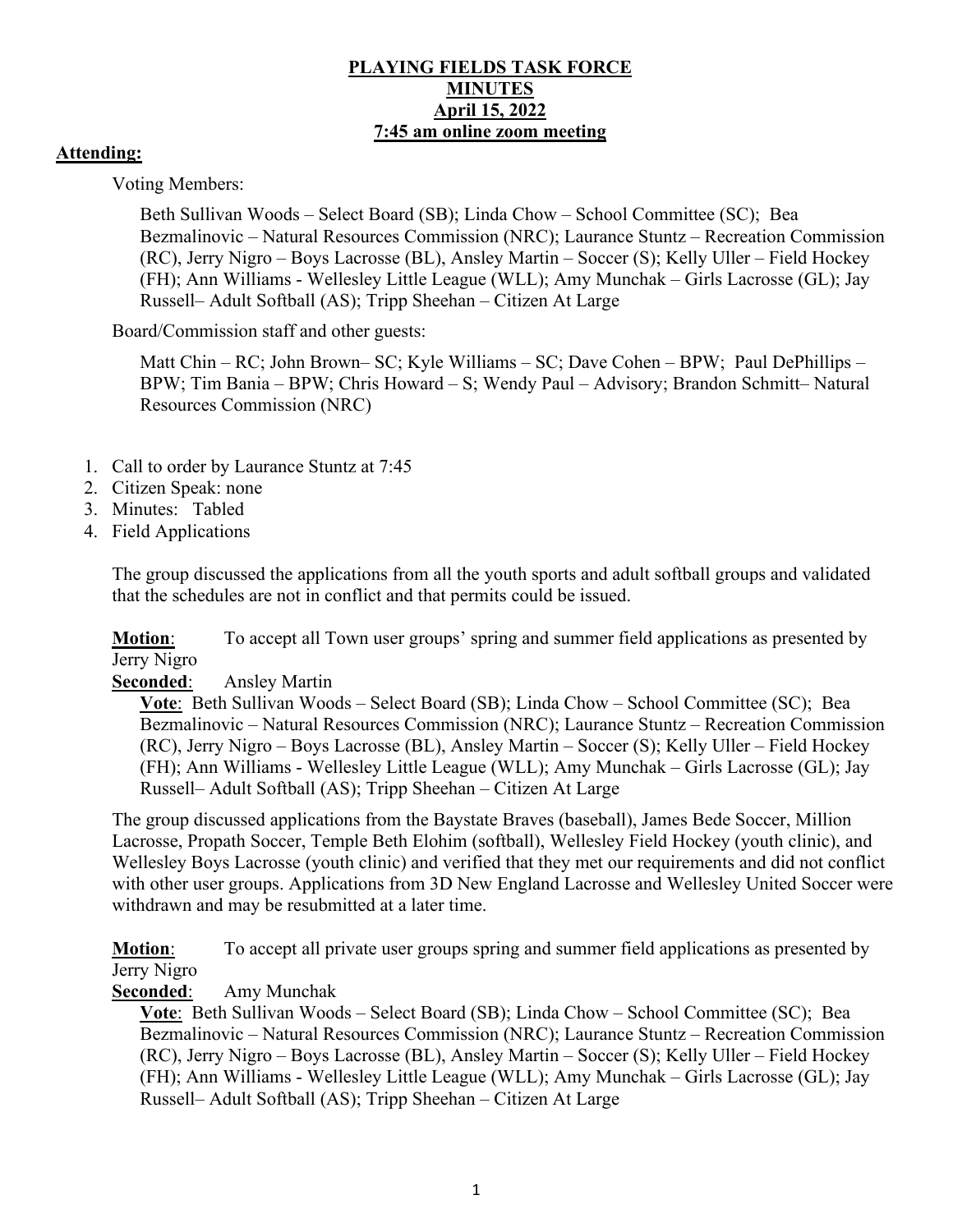**PLAYING FIELDS TASK FORCE**
**MINUTES**
**April 15, 2022**
**7:45 am online zoom meeting**

**Attending:**

Voting Members:

Beth Sullivan Woods – Select Board (SB); Linda Chow – School Committee (SC); Bea Bezmalinovic – Natural Resources Commission (NRC); Laurance Stuntz – Recreation Commission (RC), Jerry Nigro – Boys Lacrosse (BL), Ansley Martin – Soccer (S); Kelly Uller – Field Hockey (FH); Ann Williams - Wellesley Little League (WLL); Amy Munchak – Girls Lacrosse (GL); Jay Russell– Adult Softball (AS); Tripp Sheehan – Citizen At Large

Board/Commission staff and other guests:

Matt Chin – RC; John Brown– SC; Kyle Williams – SC; Dave Cohen – BPW; Paul DePhillips – BPW; Tim Bania – BPW; Chris Howard – S; Wendy Paul – Advisory; Brandon Schmitt– Natural Resources Commission (NRC)

1. Call to order by Laurance Stuntz at 7:45
2. Citizen Speak: none
3. Minutes: Tabled
4. Field Applications

The group discussed the applications from all the youth sports and adult softball groups and validated that the schedules are not in conflict and that permits could be issued.

**Motion**: To accept all Town user groups' spring and summer field applications as presented by Jerry Nigro

**Seconded**: Ansley Martin

**Vote**: Beth Sullivan Woods – Select Board (SB); Linda Chow – School Committee (SC); Bea Bezmalinovic – Natural Resources Commission (NRC); Laurance Stuntz – Recreation Commission (RC), Jerry Nigro – Boys Lacrosse (BL), Ansley Martin – Soccer (S); Kelly Uller – Field Hockey (FH); Ann Williams - Wellesley Little League (WLL); Amy Munchak – Girls Lacrosse (GL); Jay Russell– Adult Softball (AS); Tripp Sheehan – Citizen At Large

The group discussed applications from the Baystate Braves (baseball), James Bede Soccer, Million Lacrosse, Propath Soccer, Temple Beth Elohim (softball), Wellesley Field Hockey (youth clinic), and Wellesley Boys Lacrosse (youth clinic) and verified that they met our requirements and did not conflict with other user groups. Applications from 3D New England Lacrosse and Wellesley United Soccer were withdrawn and may be resubmitted at a later time.

**Motion**: To accept all private user groups spring and summer field applications as presented by Jerry Nigro

**Seconded**: Amy Munchak

**Vote**: Beth Sullivan Woods – Select Board (SB); Linda Chow – School Committee (SC); Bea Bezmalinovic – Natural Resources Commission (NRC); Laurance Stuntz – Recreation Commission (RC), Jerry Nigro – Boys Lacrosse (BL), Ansley Martin – Soccer (S); Kelly Uller – Field Hockey (FH); Ann Williams - Wellesley Little League (WLL); Amy Munchak – Girls Lacrosse (GL); Jay Russell– Adult Softball (AS); Tripp Sheehan – Citizen At Large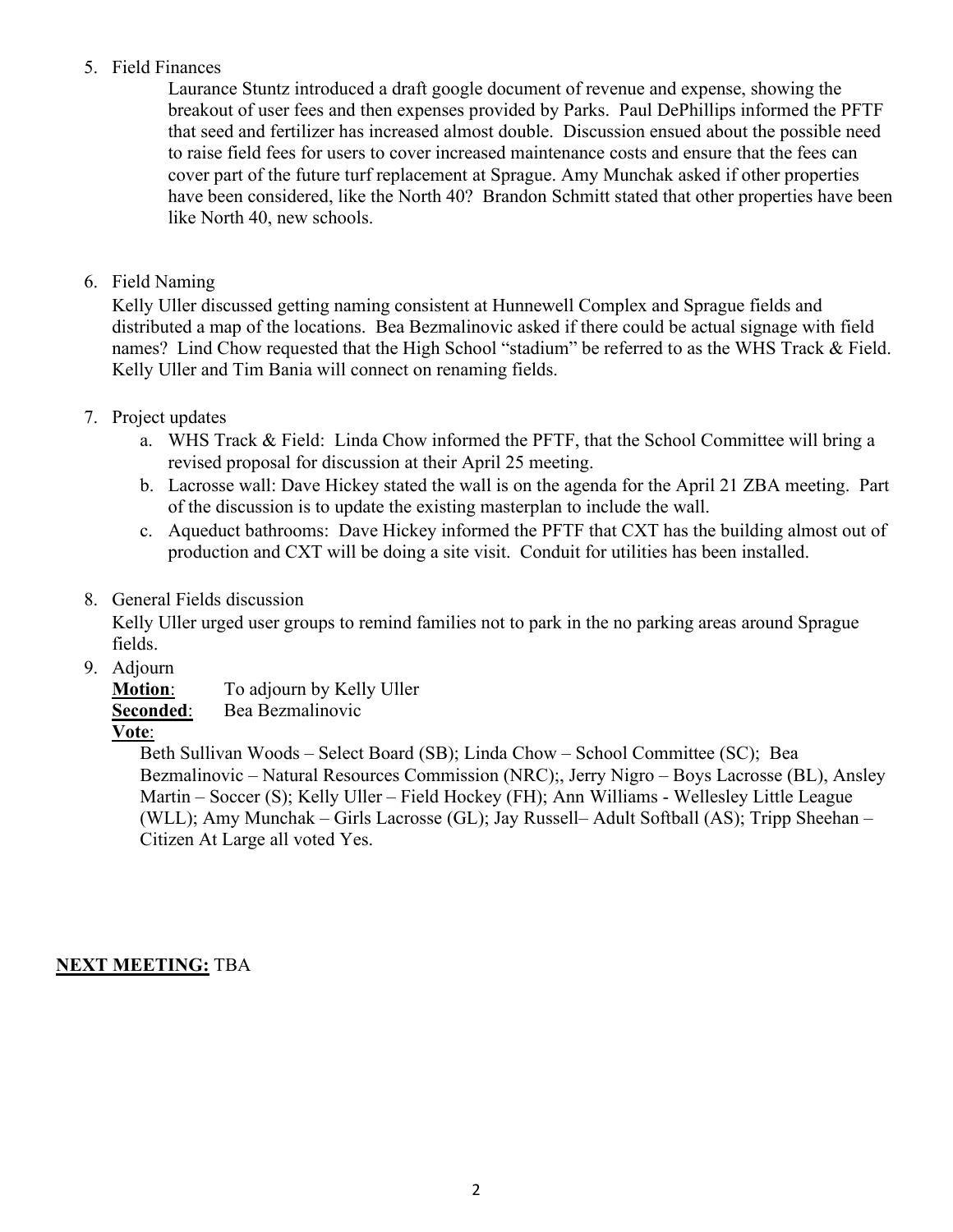5. Field Finances

   Laurance Stuntz introduced a draft google document of revenue and expense, showing the breakout of user fees and then expenses provided by Parks. Paul DePhillips informed the PFTF that seed and fertilizer has increased almost double. Discussion ensued about the possible need to raise field fees for users to cover increased maintenance costs and ensure that the fees can cover part of the future turf replacement at Sprague. Amy Munchak asked if other properties have been considered, like the North 40? Brandon Schmitt stated that other properties have been like North 40, new schools.

6. Field Naming

   Kelly Uller discussed getting naming consistent at Hunnewell Complex and Sprague fields and distributed a map of the locations. Bea Bezmalinovic asked if there could be actual signage with field names? Lind Chow requested that the High School "stadium" be referred to as the WHS Track & Field. Kelly Uller and Tim Bania will connect on renaming fields.

7. Project updates
   a. WHS Track & Field: Linda Chow informed the PFTF, that the School Committee will bring a revised proposal for discussion at their April 25 meeting.
   b. Lacrosse wall: Dave Hickey stated the wall is on the agenda for the April 21 ZBA meeting. Part of the discussion is to update the existing masterplan to include the wall.
   c. Aqueduct bathrooms: Dave Hickey informed the PFTF that CXT has the building almost out of production and CXT will be doing a site visit. Conduit for utilities has been installed.

8. General Fields discussion

   Kelly Uller urged user groups to remind families not to park in the no parking areas around Sprague fields.

9. Adjourn

   **Motion**: To adjourn by Kelly Uller
   **Seconded**: Bea Bezmalinovic
   **Vote**:
   Beth Sullivan Woods – Select Board (SB); Linda Chow – School Committee (SC); Bea Bezmalinovic – Natural Resources Commission (NRC);, Jerry Nigro – Boys Lacrosse (BL), Ansley Martin – Soccer (S); Kelly Uller – Field Hockey (FH); Ann Williams - Wellesley Little League (WLL); Amy Munchak – Girls Lacrosse (GL); Jay Russell– Adult Softball (AS); Tripp Sheehan – Citizen At Large all voted Yes.

**NEXT MEETING:** TBA